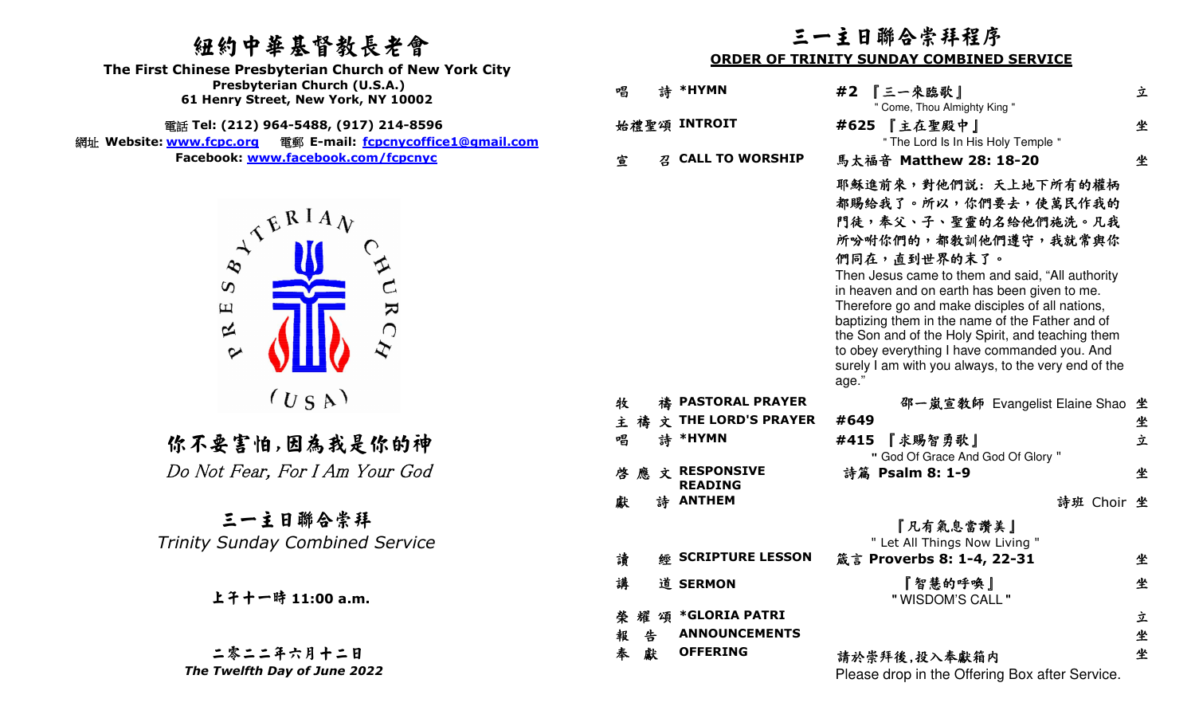# 紐約中華基督教長老會

**The First Chinese Presbyterian Church of New York City**
**Presbyterian Church (U.S.A.)**
**61 Henry Street, New York, NY 10002**

電話 **Tel: (212) 964-5488, (917) 214-8596**
網址 **Website: www.fcpc.org** 電郵 **E-mail: fcpcnycoffice1@gmail.com**
**Facebook: www.facebook.com/fcpcnyc**

PRESBYTERIAN CHURCH (USA)

## 你不要害怕,因為我是你的神

*Do Not Fear, For I Am Your God*

## 三一主日聯合崇拜

*Trinity Sunday Combined Service*

**上午十一時 11:00 a.m.**

**二零二二年六月十二日**
***The Twelfth Day of June 2022***

# 三一主日聯合崇拜程序

**ORDER OF TRINITY SUNDAY COMBINED SERVICE**

| | | | |
|---|---|---|---|
| 唱詩 | **\*HYMN** | **#2** 『三一來臨歌』 " Come, Thou Almighty King " | 立 |
| 始禮聖頌 | **INTROIT** | **#625** 『主在聖殿中』 " The Lord Is In His Holy Temple " | 坐 |
| 宣召 | **CALL TO WORSHIP** | 馬太福音 **Matthew 28: 18-20** | 坐 |

耶穌進前來，對他們說：天上地下所有的權柄都賜給我了。所以，你們要去，使萬民作我的門徒，奉父、子、聖靈的名給他們施洗。凡我所吩咐你們的，都教訓他們遵守，我就常與你們同在，直到世界的末了。

Then Jesus came to them and said, "All authority in heaven and on earth has been given to me. Therefore go and make disciples of all nations, baptizing them in the name of the Father and of the Son and of the Holy Spirit, and teaching them to obey everything I have commanded you. And surely I am with you always, to the very end of the age."

| | | | |
|---|---|---|---|
| 牧禱 | **PASTORAL PRAYER** | 邵一嵐宣教師 Evangelist Elaine Shao | 坐 |
| 主禱文 | **THE LORD'S PRAYER** | **#649** | 坐 |
| 唱詩 | **\*HYMN** | **#415** 『求賜智勇歌』 " God Of Grace And God Of Glory " | 立 |
| 啓應文 | **RESPONSIVE READING** | 詩篇 **Psalm 8: 1-9** | 坐 |
| 獻詩 | **ANTHEM** | 詩班 Choir 『凡有氣息當讚美』 " Let All Things Now Living " | 坐 |
| 讀經 | **SCRIPTURE LESSON** | 箴言 **Proverbs 8: 1-4, 22-31** | 坐 |
| 講道 | **SERMON** | 『智慧的呼喚』 " WISDOM'S CALL " | 坐 |
| 榮耀頌 | **\*GLORIA PATRI** | | 立 |
| 報告 | **ANNOUNCEMENTS** | | 坐 |
| 奉獻 | **OFFERING** | 請於崇拜後,投入奉獻箱内 Please drop in the Offering Box after Service. | 坐 |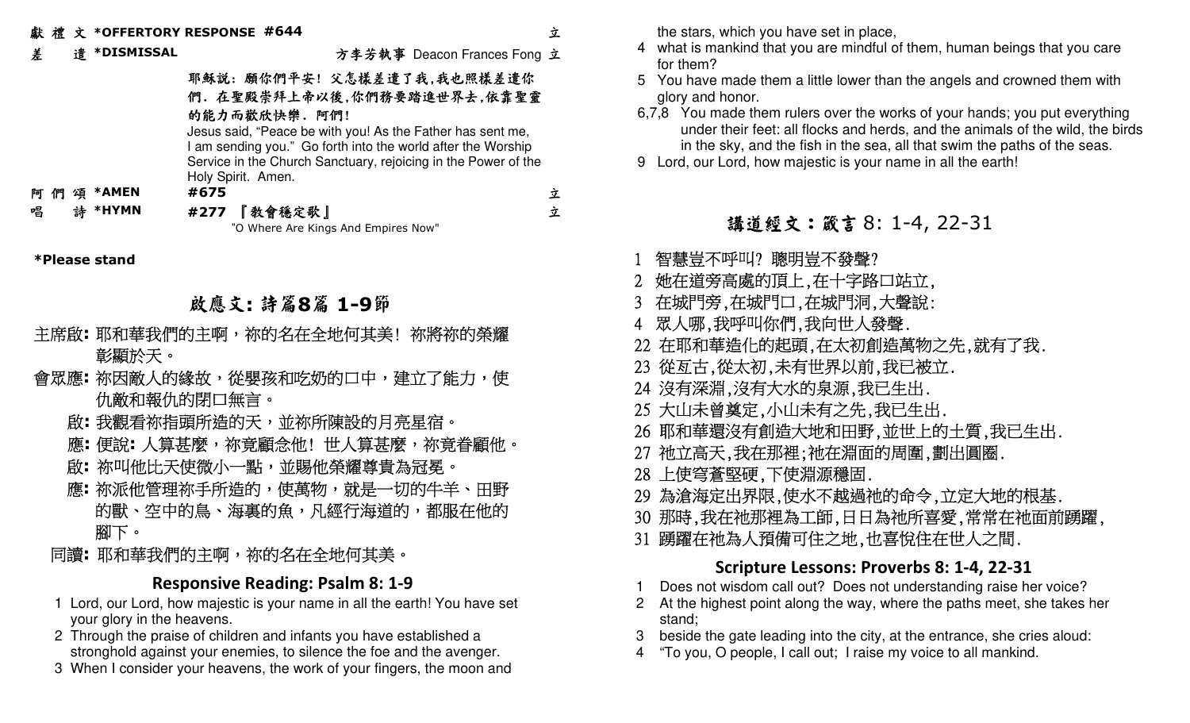獻 禮 文 *OFFERTORY RESPONSE #644 立

差 遣 *DISMISSAL 方李芳執事 Deacon Frances Fong 立

耶穌說：願你們平安！父怎樣差遣了我，我也照樣差遣你們．在聖殿崇拜上帝以後，你們務要踏進世界去，依靠聖靈的能力而歡欣快樂．阿們！

Jesus said, "Peace be with you! As the Father has sent me, I am sending you." Go forth into the world after the Worship Service in the Church Sanctuary, rejoicing in the Power of the Holy Spirit. Amen.

阿 們 頌 *AMEN #675 立

唱 詩 *HYMN #277 『教會穩定歌』 立

"O Where Are Kings And Empires Now"

**\*Please stand**

## 啟應文: 詩篇8篇 1-9節

主席啟: 耶和華我們的主啊，祢的名在全地何其美！祢將祢的榮耀彰顯於天。

會眾應: 祢因敵人的緣故，從嬰孩和吃奶的口中，建立了能力，使仇敵和報仇的閉口無言。

啟: 我觀看祢指頭所造的天，並祢所陳設的月亮星宿。

應: 便說: 人算甚麼，祢竟顧念他！世人算甚麼，祢竟眷顧他。

啟: 祢叫他比天使微小一點，並賜他榮耀尊貴為冠冕。

應: 祢派他管理祢手所造的，使萬物，就是一切的牛羊、田野的獸、空中的鳥、海裏的魚，凡經行海道的，都服在他的腳下。

同讀: 耶和華我們的主啊，祢的名在全地何其美。

### Responsive Reading: Psalm 8: 1-9

1 Lord, our Lord, how majestic is your name in all the earth! You have set your glory in the heavens.

2 Through the praise of children and infants you have established a stronghold against your enemies, to silence the foe and the avenger.

3 When I consider your heavens, the work of your fingers, the moon and the stars, which you have set in place,

4 what is mankind that you are mindful of them, human beings that you care for them?

5 You have made them a little lower than the angels and crowned them with glory and honor.

6,7,8 You made them rulers over the works of your hands; you put everything under their feet: all flocks and herds, and the animals of the wild, the birds in the sky, and the fish in the sea, all that swim the paths of the seas.

9 Lord, our Lord, how majestic is your name in all the earth!

## 講道經文：箴言 8: 1-4, 22-31

1 智慧豈不呼叫? 聰明豈不發聲?

2 她在道旁高處的頂上,在十字路口站立,

3 在城門旁,在城門口,在城門洞,大聲說:

4 眾人哪,我呼叫你們,我向世人發聲.

22 在耶和華造化的起頭,在太初創造萬物之先,就有了我.

23 從亙古,從太初,未有世界以前,我已被立.

24 沒有深淵,沒有大水的泉源,我已生出.

25 大山未曾奠定,小山未有之先,我已生出.

26 耶和華還沒有創造大地和田野,並世上的土質,我已生出.

27 祂立高天,我在那裡;祂在淵面的周圍,劃出圓圈.

28 上使穹蒼堅硬,下使淵源穩固.

29 為滄海定出界限,使水不越過祂的命令,立定大地的根基.

30 那時,我在祂那裡為工師,日日為祂所喜愛,常常在祂面前踴躍,

31 踴躍在祂為人預備可住之地,也喜悅住在世人之間.

### Scripture Lessons: Proverbs 8: 1-4, 22-31

1 Does not wisdom call out? Does not understanding raise her voice?

2 At the highest point along the way, where the paths meet, she takes her stand;

3 beside the gate leading into the city, at the entrance, she cries aloud:

4 "To you, O people, I call out; I raise my voice to all mankind.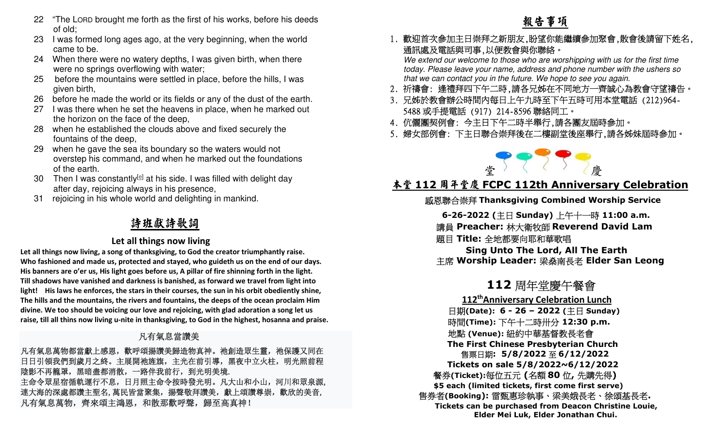22 "The LORD brought me forth as the first of his works, before his deeds of old;
23 I was formed long ages ago, at the very beginning, when the world came to be.
24 When there were no watery depths, I was given birth, when there were no springs overflowing with water;
25 before the mountains were settled in place, before the hills, I was given birth,
26 before he made the world or its fields or any of the dust of the earth.
27 I was there when he set the heavens in place, when he marked out the horizon on the face of the deep,
28 when he established the clouds above and fixed securely the fountains of the deep,
29 when he gave the sea its boundary so the waters would not overstep his command, and when he marked out the foundations of the earth.
30 Then I was constantly[e] at his side. I was filled with delight day after day, rejoicing always in his presence,
31 rejoicing in his whole world and delighting in mankind.

## 詩班獻詩歌詞

**Let all things now living**

**Let all things now living, a song of thanksgiving, to God the creator triumphantly raise. Who fashioned and made us, protected and stayed, who guideth us on the end of our days. His banners are o'er us, His light goes before us, A pillar of fire shinning forth in the light. Till shadows have vanished and darkness is banished, as forward we travel from light into light! His laws he enforces, the stars in their courses, the sun in his orbit obediently shine, The hills and the mountains, the rivers and fountains, the deeps of the ocean proclaim Him divine. We too should be voicing our love and rejoicing, with glad adoration a song let us raise, till all thins now living u-nite in thanksgiving, to God in the highest, hosanna and praise.**

凡有氣息當讚美

凡有氣息萬物都當獻上感恩，歡呼頌揚讚美歸造物真神。祂創造眾生靈，祂保護又同在日日引領我們到歲月之終。主展開祂旌旗，主光在前引導，黑夜中立火柱，明光照前程陰影不再籠罩，黑暗盡都消散，一路伴我前行，到光明美境.
主命令眾星宿循軌運行不息，日月照主命令按時發光明。凡大山和小山，河川和眾泉源，連大海的深處都讚主聖名，萬民皆當聚集，揚聲敬拜讚美，獻上頌讚尊崇，歡欣的美音，凡有氣息萬物，齊來頌主鴻恩，和散那歡呼聲，歸至高真神！

## 報告事項

1. 歡迎首次參加主日崇拜之新朋友，盼望你能繼續參加聚會，散會後請留下姓名，通訊處及電話與司事，以便教會與你聯絡。
*We extend our welcome to those who are worshipping with us for the first time today. Please leave your name, address and phone number with the ushers so that we can contact you in the future. We hope to see you again.*
2. 祈禱會：逢禮拜四下午二時，請各兄姊在不同地方一齊誠心為教會守望禱告。
3. 兄姊於教會辦公時間內每日上午九時至下午五時可用本堂電話（212)964-5488 或手提電話（917）214-8596 聯絡同工。
4. 伉儷團契例會：今主日下午二時半舉行，請各團友屆時參加。
5. 婦女部例會：下主日聯合崇拜後在二樓副堂後座舉行，請各姊妹屆時參加。

堂慶

## 本堂 112 周年堂慶 FCPC 112th Anniversary Celebration

感恩聯合崇拜 **Thanksgiving Combined Worship Service**

**6-26-2022 (**主日 **Sunday)** 上午十一時 **11:00 a.m.**
講員 **Preacher:** 林大衛牧師 **Reverend David Lam**
題目 **Title:** 全地都要向耶和華歌唱
**Sing Unto The Lord, All The Earth**
主席 **Worship Leader:** 梁燊南長老 **Elder San Leong**

## 112 周年堂慶午餐會

**112th Anniversary Celebration Lunch**

日期**(Date): 6 - 26 – 2022 (**主日 **Sunday)**
時間**(Time):** 下午十二時卅分 **12:30 p.m.**
地點 **(Venue):** 紐約中華基督教長老會
**The First Chinese Presbyterian Church**
售票日期**: 5/8/2022** 至 **6/12/2022**
**Tickets on sale 5/8/2022~6/12/2022**
餐券**(Ticket):**每位五元 **(**名額 **80** 位**,** 先購先得**)**
**$5 each (limited tickets, first come first serve)**
售券者**(Booking):** 雷甄惠珍執事、梁美娥長老、徐頌基長老**.**
**Tickets can be purchased from Deacon Christine Louie, Elder Mei Luk, Elder Jonathan Chui.**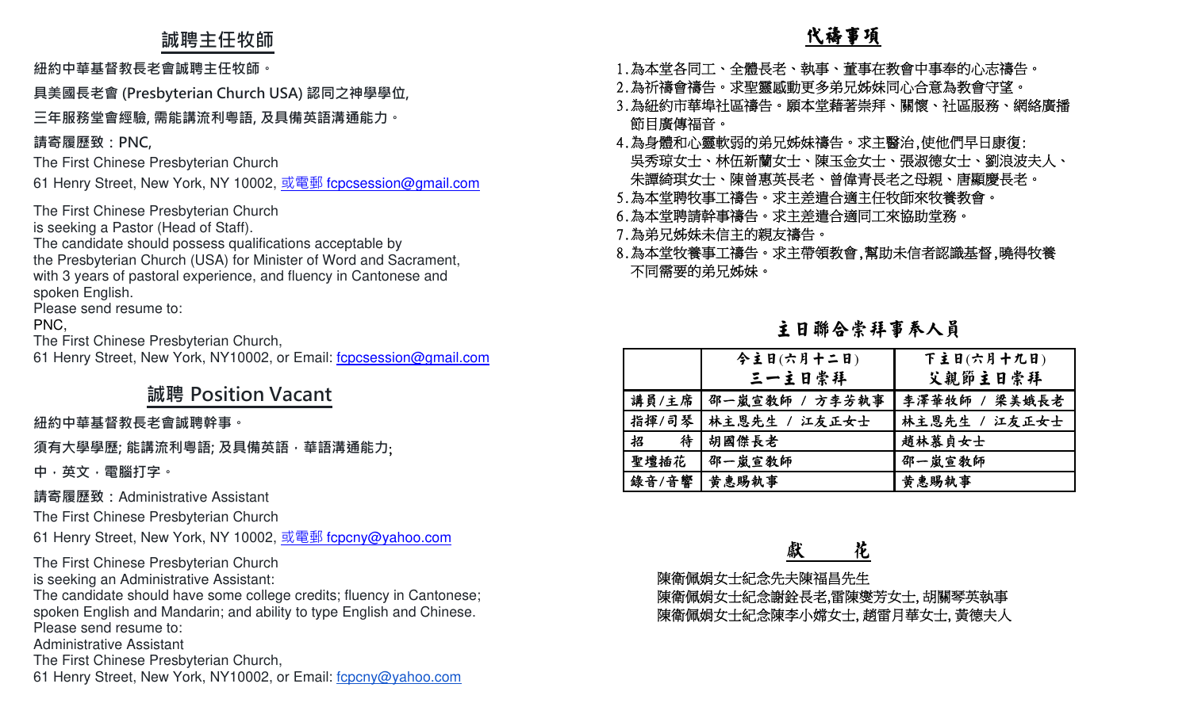## 誠聘主任牧師

紐約中華基督教長老會誠聘主任牧師。

具美國長老會 (Presbyterian Church USA) 認同之神學學位,

三年服務堂會經驗, 需能講流利粵語, 及具備英語溝通能力。

請寄履歷致：PNC,

The First Chinese Presbyterian Church

61 Henry Street, New York, NY 10002, 或電郵 fcpcsession@gmail.com

The First Chinese Presbyterian Church
is seeking a Pastor (Head of Staff).
The candidate should possess qualifications acceptable by
the Presbyterian Church (USA) for Minister of Word and Sacrament,
with 3 years of pastoral experience, and fluency in Cantonese and
spoken English.
Please send resume to:
PNC,
The First Chinese Presbyterian Church,
61 Henry Street, New York, NY10002, or Email: fcpcsession@gmail.com

## 誠聘 Position Vacant

紐約中華基督教長老會誠聘幹事。

須有大學學歷; 能講流利粵語; 及具備英語，華語溝通能力;

中，英文，電腦打字。

請寄履歷致：Administrative Assistant

The First Chinese Presbyterian Church

61 Henry Street, New York, NY 10002, 或電郵 fcpcny@yahoo.com

The First Chinese Presbyterian Church
is seeking an Administrative Assistant:
The candidate should have some college credits; fluency in Cantonese;
spoken English and Mandarin; and ability to type English and Chinese.
Please send resume to:
Administrative Assistant
The First Chinese Presbyterian Church,
61 Henry Street, New York, NY10002, or Email: fcpcny@yahoo.com

## 代禱事項

1. 為本堂各同工、全體長老、執事、董事在教會中事奉的心志禱告。
2. 為祈禱會禱告。求聖靈感動更多弟兄姊妹同心合意為教會守望。
3. 為紐約市華埠社區禱告。願本堂藉著崇拜、關懷、社區服務、網絡廣播節目廣傳福音。
4. 為身體和心靈軟弱的弟兄姊妹禱告。求主醫治,使他們早日康復:
   吳秀琼女士、林伍新蘭女士、陳玉金女士、張淑德女士、劉浪波夫人、朱譚綺琪女士、陳曾惠英長老、曾偉青長老之母親、唐顯慶長老。
5. 為本堂聘牧事工禱告。求主差遣合適主任牧師來牧養教會。
6. 為本堂聘請幹事禱告。求主差遣合適同工來協助堂務。
7. 為弟兄姊妹未信主的親友禱告。
8. 為本堂牧養事工禱告。求主帶領教會,幫助未信者認識基督,曉得牧養不同需要的弟兄姊妹。

## 主日聯合崇拜事奉人員

| | 今主日(六月十二日)<br>三一主日崇拜 | 下主日(六月十九日)<br>父親節主日崇拜 |
|---|---|---|
| 講員/主席 | 邵一嵐宣教師 / 方李芳執事 | 李澤華牧師 / 梁美娥長老 |
| 指揮/司琴 | 林主恩先生 / 江友正女士 | 林主恩先生 / 江友正女士 |
| 招　　待 | 胡國傑長老 | 趙林慕貞女士 |
| 聖壇插花 | 邵一嵐宣教師 | 邵一嵐宣教師 |
| 錄音/音響 | 黃惠賜執事 | 黃惠賜執事 |

## 獻　花

陳衛佩娟女士紀念先夫陳福昌先生
陳衛佩娟女士紀念謝銓長老,雷陳燮芳女士, 胡關琴英執事
陳衛佩娟女士紀念陳李小嫦女士, 趙雷月華女士, 黃德夫人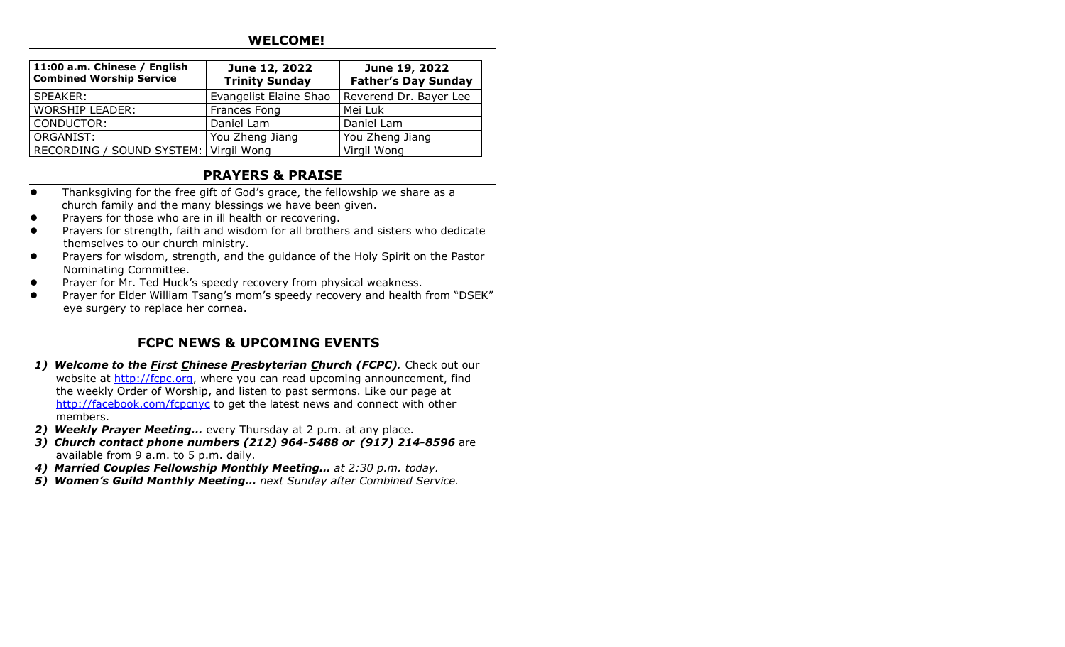## WELCOME!

| 11:00 a.m. Chinese / English Combined Worship Service | June 12, 2022 Trinity Sunday | June 19, 2022 Father's Day Sunday |
|---|---|---|
| SPEAKER: | Evangelist Elaine Shao | Reverend Dr. Bayer Lee |
| WORSHIP LEADER: | Frances Fong | Mei Luk |
| CONDUCTOR: | Daniel Lam | Daniel Lam |
| ORGANIST: | You Zheng Jiang | You Zheng Jiang |
| RECORDING / SOUND SYSTEM: | Virgil Wong | Virgil Wong |

## PRAYERS & PRAISE

- Thanksgiving for the free gift of God's grace, the fellowship we share as a church family and the many blessings we have been given.
- Prayers for those who are in ill health or recovering.
- Prayers for strength, faith and wisdom for all brothers and sisters who dedicate themselves to our church ministry.
- Prayers for wisdom, strength, and the guidance of the Holy Spirit on the Pastor Nominating Committee.
- Prayer for Mr. Ted Huck's speedy recovery from physical weakness.
- Prayer for Elder William Tsang's mom's speedy recovery and health from "DSEK" eye surgery to replace her cornea.

## FCPC NEWS & UPCOMING EVENTS

1) ***Welcome to the First Chinese Presbyterian Church (FCPC)****.* Check out our website at http://fcpc.org, where you can read upcoming announcement, find the weekly Order of Worship, and listen to past sermons. Like our page at http://facebook.com/fcpcnyc to get the latest news and connect with other members.
2) ***Weekly Prayer Meeting…*** every Thursday at 2 p.m. at any place.
3) ***Church contact phone numbers (212) 964-5488 or (917) 214-8596*** are available from 9 a.m. to 5 p.m. daily.
4) ***Married Couples Fellowship Monthly Meeting…*** *at 2:30 p.m. today.*
5) ***Women's Guild Monthly Meeting…*** *next Sunday after Combined Service.*